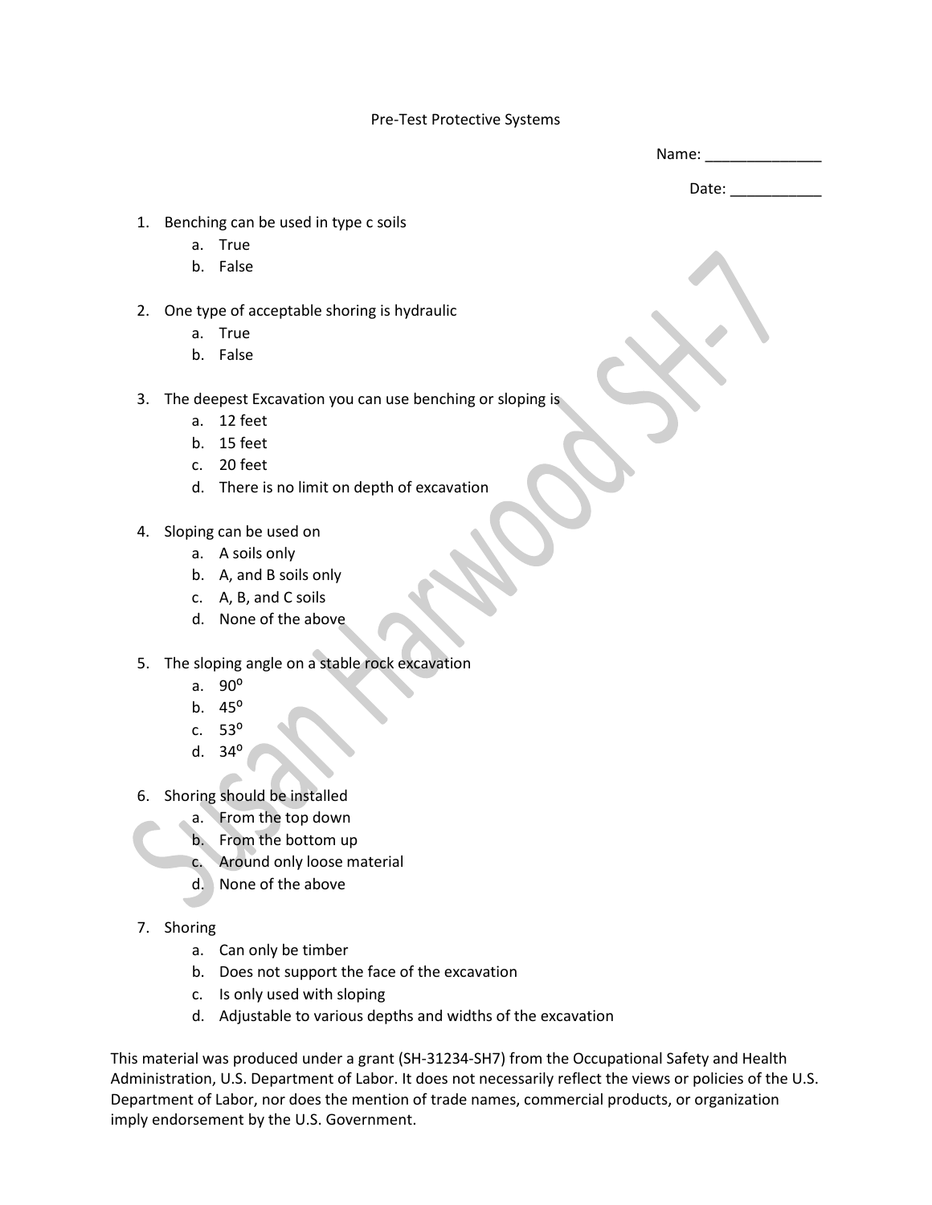# Pre-Test Protective Systems

Name: ______________

Date: ___________

1. Benching can be used in type c soils
   a. True
   b. False

2. One type of acceptable shoring is hydraulic
   a. True
   b. False

3. The deepest Excavation you can use benching or sloping is
   a. 12 feet
   b. 15 feet
   c. 20 feet
   d. There is no limit on depth of excavation

4. Sloping can be used on
   a. A soils only
   b. A, and B soils only
   c. A, B, and C soils
   d. None of the above

5. The sloping angle on a stable rock excavation
   a. $90^o$
   b. $45^o$
   c. $53^o$
   d. $34^o$

6. Shoring should be installed
   a. From the top down
   b. From the bottom up
   c. Around only loose material
   d. None of the above

7. Shoring
   a. Can only be timber
   b. Does not support the face of the excavation
   c. Is only used with sloping
   d. Adjustable to various depths and widths of the excavation

This material was produced under a grant (SH-31234-SH7) from the Occupational Safety and Health Administration, U.S. Department of Labor. It does not necessarily reflect the views or policies of the U.S. Department of Labor, nor does the mention of trade names, commercial products, or organization imply endorsement by the U.S. Government.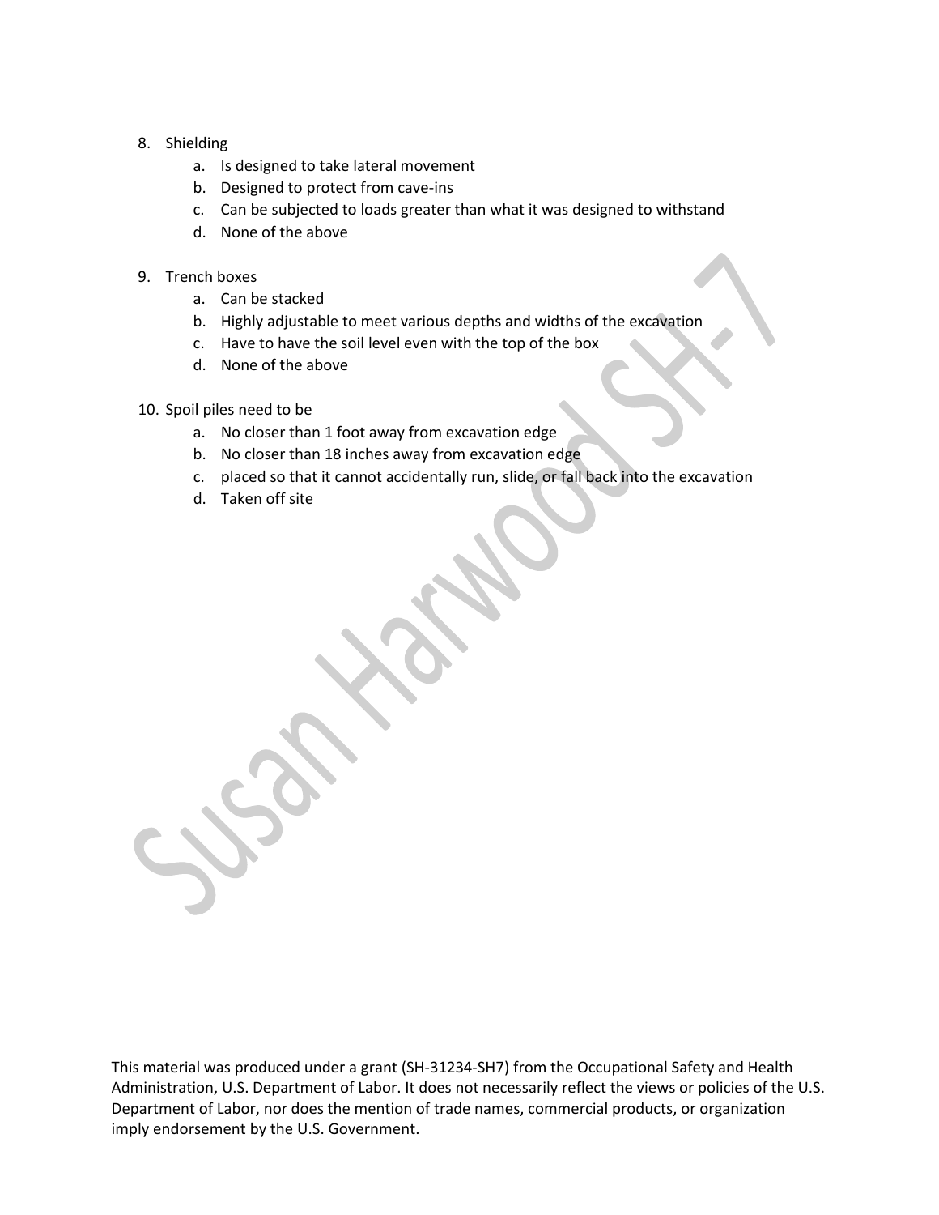8. Shielding
    a. Is designed to take lateral movement
    b. Designed to protect from cave-ins
    c. Can be subjected to loads greater than what it was designed to withstand
    d. None of the above

9. Trench boxes
    a. Can be stacked
    b. Highly adjustable to meet various depths and widths of the excavation
    c. Have to have the soil level even with the top of the box
    d. None of the above

10. Spoil piles need to be
    a. No closer than 1 foot away from excavation edge
    b. No closer than 18 inches away from excavation edge
    c. placed so that it cannot accidentally run, slide, or fall back into the excavation
    d. Taken off site

This material was produced under a grant (SH-31234-SH7) from the Occupational Safety and Health Administration, U.S. Department of Labor. It does not necessarily reflect the views or policies of the U.S. Department of Labor, nor does the mention of trade names, commercial products, or organization imply endorsement by the U.S. Government.